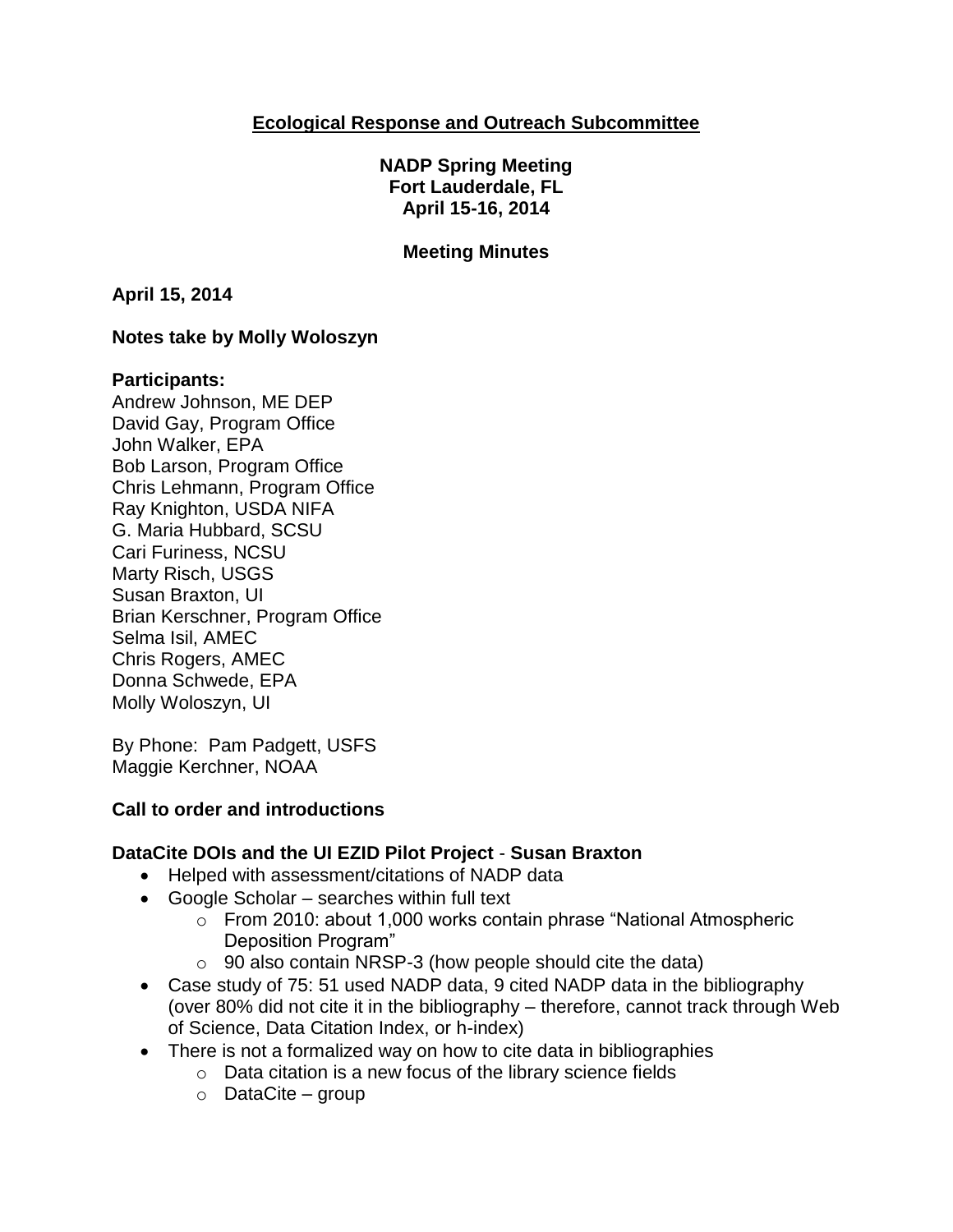# Ecological Response and Outreach Subcommittee

**NADP Spring Meeting**
**Fort Lauderdale, FL**
**April 15-16, 2014**

**Meeting Minutes**

**April 15, 2014**

**Notes take by Molly Woloszyn**

**Participants:**
Andrew Johnson, ME DEP
David Gay, Program Office
John Walker, EPA
Bob Larson, Program Office
Chris Lehmann, Program Office
Ray Knighton, USDA NIFA
G. Maria Hubbard, SCSU
Cari Furiness, NCSU
Marty Risch, USGS
Susan Braxton, UI
Brian Kerschner, Program Office
Selma Isil, AMEC
Chris Rogers, AMEC
Donna Schwede, EPA
Molly Woloszyn, UI

By Phone: Pam Padgett, USFS
Maggie Kerchner, NOAA

**Call to order and introductions**

**DataCite DOIs and the UI EZID Pilot Project** - **Susan Braxton**

- Helped with assessment/citations of NADP data
- Google Scholar – searches within full text
  - From 2010: about 1,000 works contain phrase "National Atmospheric Deposition Program"
  - 90 also contain NRSP-3 (how people should cite the data)
- Case study of 75: 51 used NADP data, 9 cited NADP data in the bibliography (over 80% did not cite it in the bibliography – therefore, cannot track through Web of Science, Data Citation Index, or h-index)
- There is not a formalized way on how to cite data in bibliographies
  - Data citation is a new focus of the library science fields
  - DataCite – group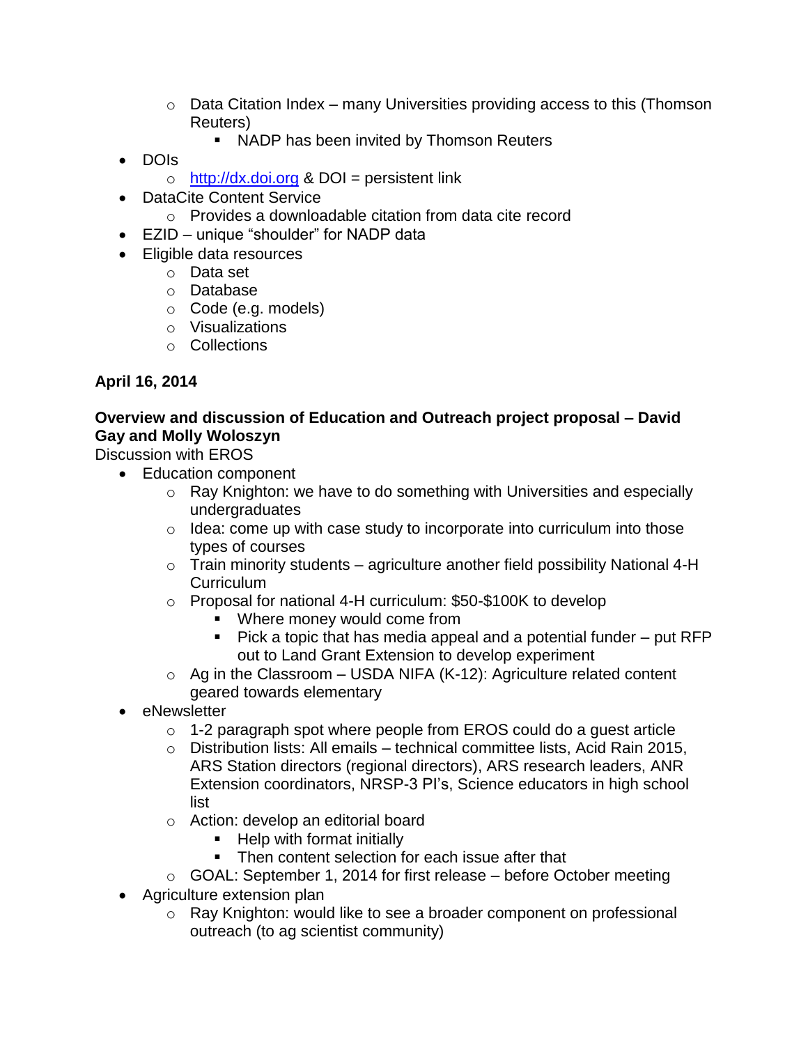- Data Citation Index – many Universities providing access to this (Thomson Reuters)
        - NADP has been invited by Thomson Reuters
- DOIs
    - [http://dx.doi.org](http://dx.doi.org) & DOI = persistent link
- DataCite Content Service
    - Provides a downloadable citation from data cite record
- EZID – unique "shoulder" for NADP data
- Eligible data resources
    - Data set
    - Database
    - Code (e.g. models)
    - Visualizations
    - Collections

**April 16, 2014**

**Overview and discussion of Education and Outreach project proposal – David Gay and Molly Woloszyn**

Discussion with EROS

- Education component
    - Ray Knighton: we have to do something with Universities and especially undergraduates
    - Idea: come up with case study to incorporate into curriculum into those types of courses
    - Train minority students – agriculture another field possibility National 4-H Curriculum
    - Proposal for national 4-H curriculum: $50-$100K to develop
        - Where money would come from
        - Pick a topic that has media appeal and a potential funder – put RFP out to Land Grant Extension to develop experiment
    - Ag in the Classroom – USDA NIFA (K-12): Agriculture related content geared towards elementary
- eNewsletter
    - 1-2 paragraph spot where people from EROS could do a guest article
    - Distribution lists: All emails – technical committee lists, Acid Rain 2015, ARS Station directors (regional directors), ARS research leaders, ANR Extension coordinators, NRSP-3 PI's, Science educators in high school list
    - Action: develop an editorial board
        - Help with format initially
        - Then content selection for each issue after that
    - GOAL: September 1, 2014 for first release – before October meeting
- Agriculture extension plan
    - Ray Knighton: would like to see a broader component on professional outreach (to ag scientist community)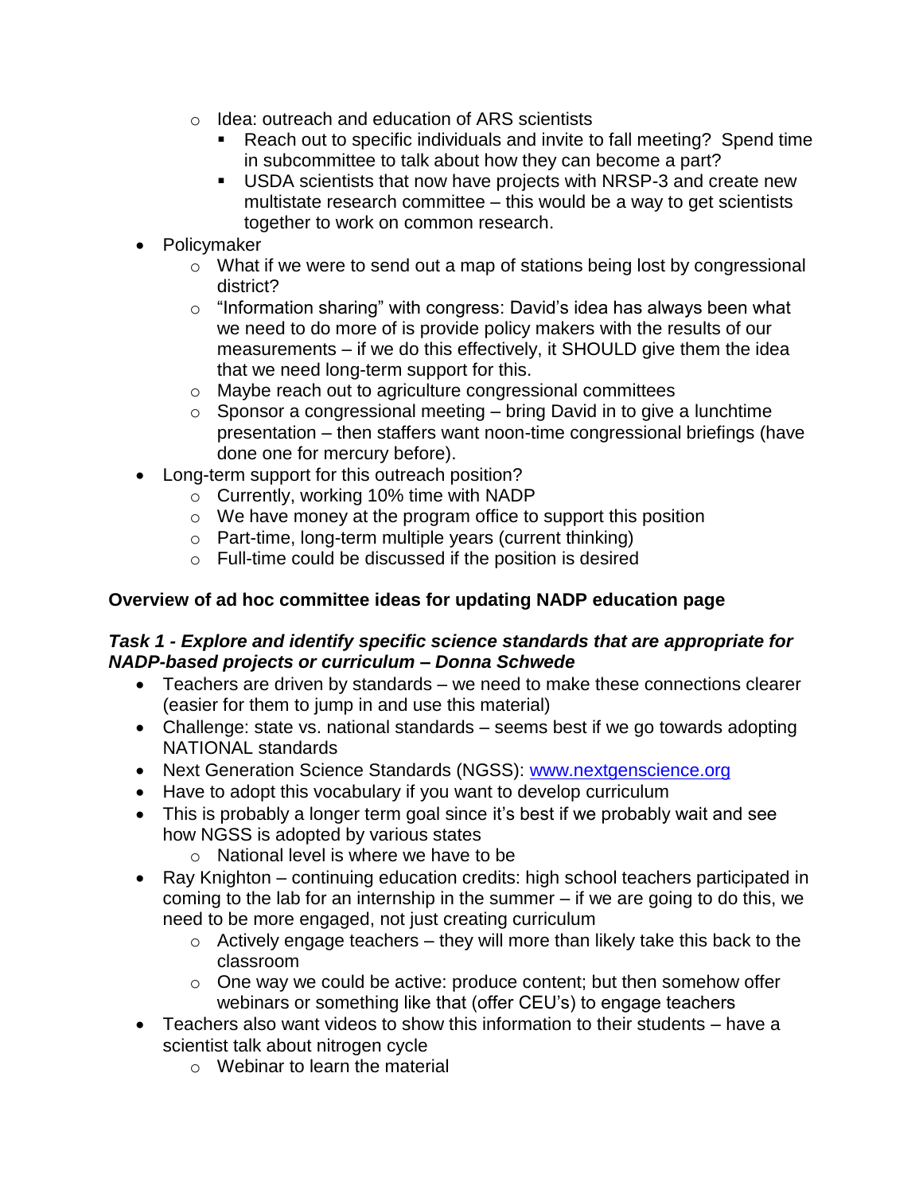- Idea: outreach and education of ARS scientists
  - Reach out to specific individuals and invite to fall meeting? Spend time in subcommittee to talk about how they can become a part?
  - USDA scientists that now have projects with NRSP-3 and create new multistate research committee – this would be a way to get scientists together to work on common research.
- Policymaker
  - What if we were to send out a map of stations being lost by congressional district?
  - "Information sharing" with congress: David's idea has always been what we need to do more of is provide policy makers with the results of our measurements – if we do this effectively, it SHOULD give them the idea that we need long-term support for this.
  - Maybe reach out to agriculture congressional committees
  - Sponsor a congressional meeting – bring David in to give a lunchtime presentation – then staffers want noon-time congressional briefings (have done one for mercury before).
- Long-term support for this outreach position?
  - Currently, working 10% time with NADP
  - We have money at the program office to support this position
  - Part-time, long-term multiple years (current thinking)
  - Full-time could be discussed if the position is desired

**Overview of ad hoc committee ideas for updating NADP education page**

***Task 1 - Explore and identify specific science standards that are appropriate for NADP-based projects or curriculum – Donna Schwede***

- Teachers are driven by standards – we need to make these connections clearer (easier for them to jump in and use this material)
- Challenge: state vs. national standards – seems best if we go towards adopting NATIONAL standards
- Next Generation Science Standards (NGSS): [www.nextgenscience.org](http://www.nextgenscience.org)
- Have to adopt this vocabulary if you want to develop curriculum
- This is probably a longer term goal since it's best if we probably wait and see how NGSS is adopted by various states
  - National level is where we have to be
- Ray Knighton – continuing education credits: high school teachers participated in coming to the lab for an internship in the summer – if we are going to do this, we need to be more engaged, not just creating curriculum
  - Actively engage teachers – they will more than likely take this back to the classroom
  - One way we could be active: produce content; but then somehow offer webinars or something like that (offer CEU's) to engage teachers
- Teachers also want videos to show this information to their students – have a scientist talk about nitrogen cycle
  - Webinar to learn the material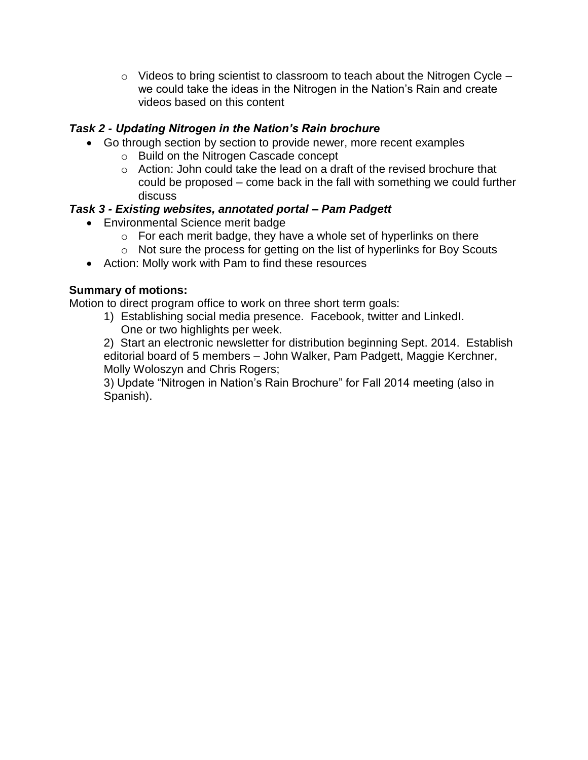- Videos to bring scientist to classroom to teach about the Nitrogen Cycle – we could take the ideas in the Nitrogen in the Nation's Rain and create videos based on this content

***Task 2 - Updating Nitrogen in the Nation's Rain brochure***

- Go through section by section to provide newer, more recent examples
  - Build on the Nitrogen Cascade concept
  - Action: John could take the lead on a draft of the revised brochure that could be proposed – come back in the fall with something we could further discuss

***Task 3 - Existing websites, annotated portal – Pam Padgett***

- Environmental Science merit badge
  - For each merit badge, they have a whole set of hyperlinks on there
  - Not sure the process for getting on the list of hyperlinks for Boy Scouts
- Action: Molly work with Pam to find these resources

**Summary of motions:**

Motion to direct program office to work on three short term goals:

1) Establishing social media presence. Facebook, twitter and LinkedI. One or two highlights per week.

2) Start an electronic newsletter for distribution beginning Sept. 2014. Establish editorial board of 5 members – John Walker, Pam Padgett, Maggie Kerchner, Molly Woloszyn and Chris Rogers;

3) Update "Nitrogen in Nation's Rain Brochure" for Fall 2014 meeting (also in Spanish).